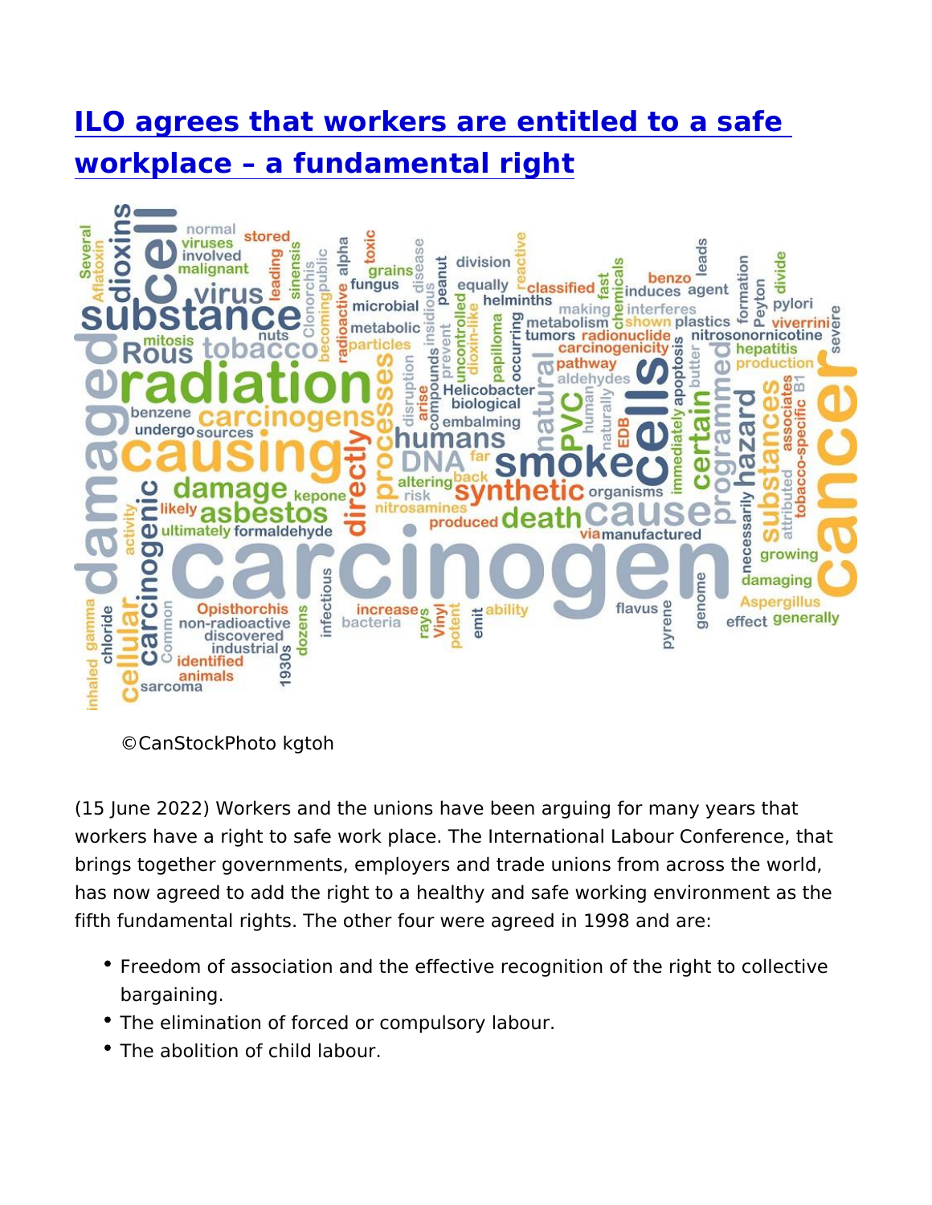# [ILO agrees that workers are entitled to a safe workplace – a fundamental right]

©CanStockPhoto kgtoh

(15 June 2022) Workers and the unions have been arguing for many years that workers have a right to safe work place. The International Labour Conference, that brings together governments, employers and trade unions from across the world, has now agreed to add the right to a healthy and safe working environment as the fifth fundamental rights. The other four were agreed in 1998 and are:

- Freedom of association and the effective recognition of the right to collective bargaining.
- The elimination of forced or compulsory labour.
- The abolition of child labour.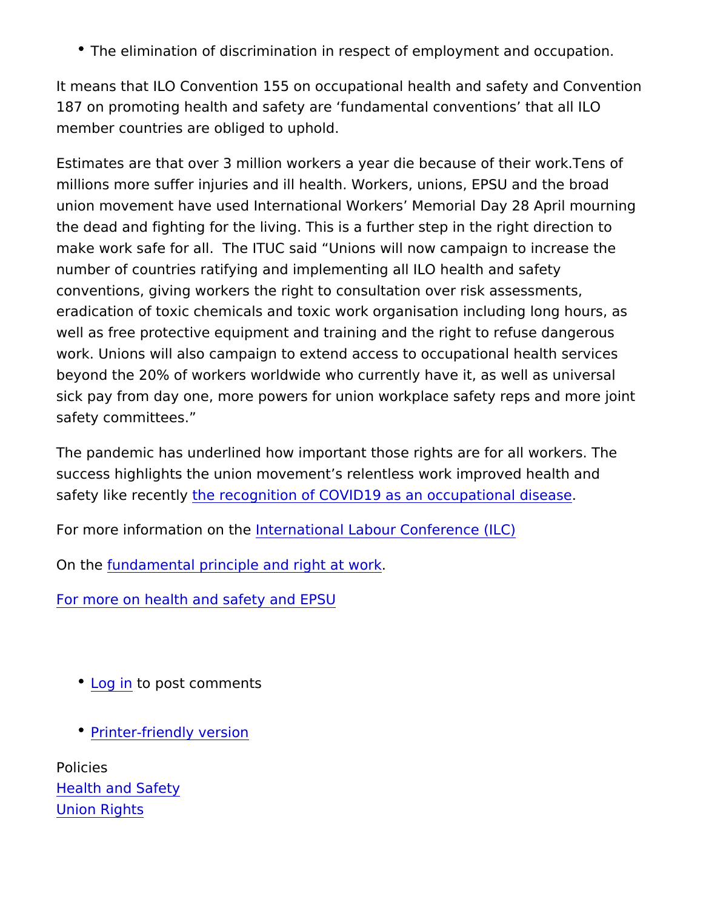- The elimination of discrimination in respect of employment and occupation.

It means that ILO Convention 155 on occupational health and safety and Convention 187 on promoting health and safety are 'fundamental conventions' that all ILO member countries are obliged to uphold.

Estimates are that over 3 million workers a year die because of their work.Tens of millions more suffer injuries and ill health. Workers, unions, EPSU and the broad union movement have used International Workers' Memorial Day 28 April mourning the dead and fighting for the living. This is a further step in the right direction to make work safe for all. The ITUC said "Unions will now campaign to increase the number of countries ratifying and implementing all ILO health and safety conventions, giving workers the right to consultation over risk assessments, eradication of toxic chemicals and toxic work organisation including long hours, as well as free protective equipment and training and the right to refuse dangerous work. Unions will also campaign to extend access to occupational health services beyond the 20% of workers worldwide who currently have it, as well as universal sick pay from day one, more powers for union workplace safety reps and more joint safety committees."

The pandemic has underlined how important those rights are for all workers. The success highlights the union movement's relentless work improved health and safety like recently the recognition of COVID19 as an occupational disease.

For more information on the International Labour Conference (ILC)

On the fundamental principle and right at work.

For more on health and safety and EPSU

- Log in to post comments

- Printer-friendly version

Policies
Health and Safety
Union Rights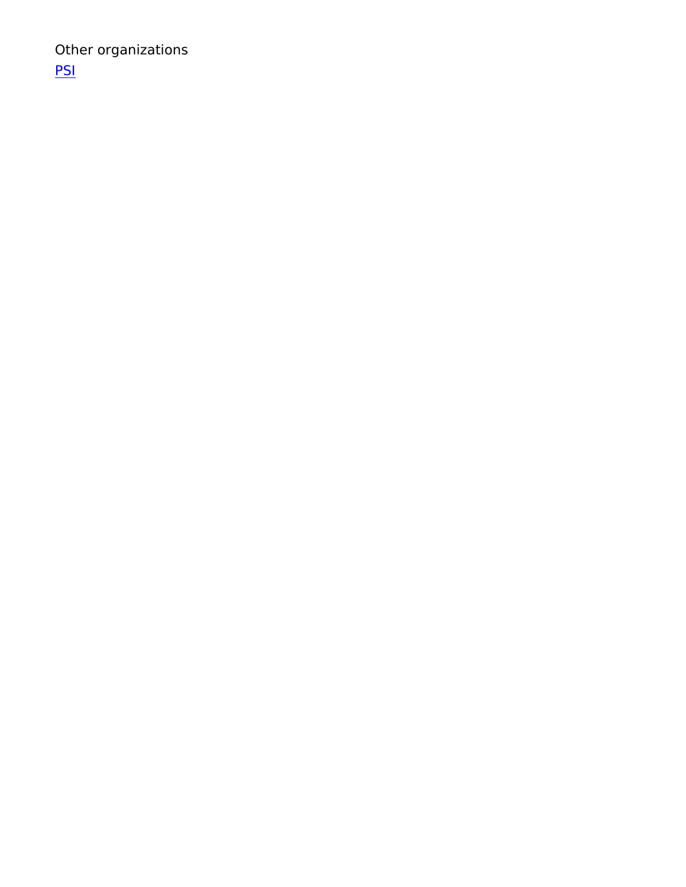Other organizations

PSI